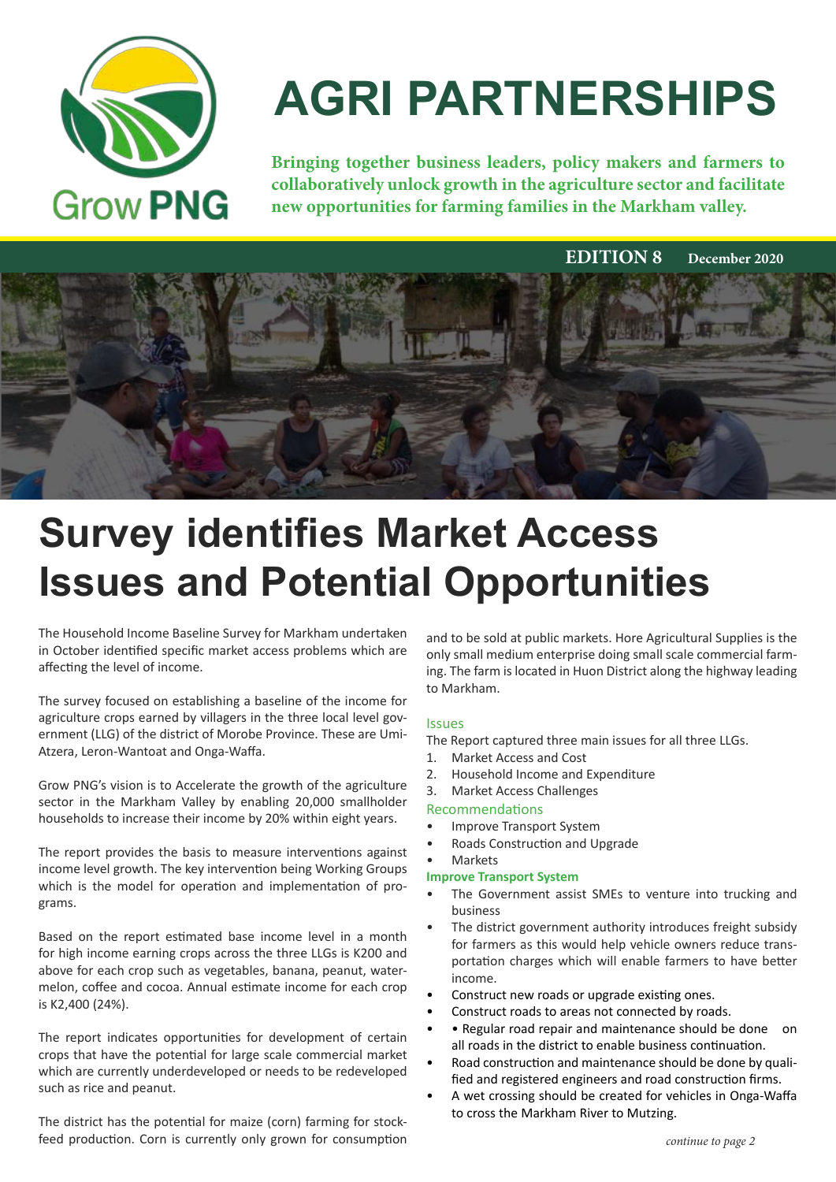# AGRI PARTNERSHIPS

**Bringing together business leaders, policy makers and farmers to collaboratively unlock growth in the agriculture sector and facilitate new opportunities for farming families in the Markham valley.**

**EDITION 8** **December 2020**

# Survey identifies Market Access Issues and Potential Opportunities

The Household Income Baseline Survey for Markham undertaken in October identified specific market access problems which are affecting the level of income.

The survey focused on establishing a baseline of the income for agriculture crops earned by villagers in the three local level government (LLG) of the district of Morobe Province. These are Umi-Atzera, Leron-Wantoat and Onga-Waffa.

Grow PNG's vision is to Accelerate the growth of the agriculture sector in the Markham Valley by enabling 20,000 smallholder households to increase their income by 20% within eight years.

The report provides the basis to measure interventions against income level growth. The key intervention being Working Groups which is the model for operation and implementation of programs.

Based on the report estimated base income level in a month for high income earning crops across the three LLGs is K200 and above for each crop such as vegetables, banana, peanut, watermelon, coffee and cocoa. Annual estimate income for each crop is K2,400 (24%).

The report indicates opportunities for development of certain crops that have the potential for large scale commercial market which are currently underdeveloped or needs to be redeveloped such as rice and peanut.

The district has the potential for maize (corn) farming for stock-feed production. Corn is currently only grown for consumption and to be sold at public markets. Hore Agricultural Supplies is the only small medium enterprise doing small scale commercial farming. The farm is located in Huon District along the highway leading to Markham.

## Issues

The Report captured three main issues for all three LLGs.

1. Market Access and Cost
2. Household Income and Expenditure
3. Market Access Challenges

## Recommendations

- Improve Transport System
- Roads Construction and Upgrade
- Markets

**Improve Transport System**

- The Government assist SMEs to venture into trucking and business
- The district government authority introduces freight subsidy for farmers as this would help vehicle owners reduce transportation charges which will enable farmers to have better income.
- Construct new roads or upgrade existing ones.
- Construct roads to areas not connected by roads.
- • Regular road repair and maintenance should be done on all roads in the district to enable business continuation.
- Road construction and maintenance should be done by qualified and registered engineers and road construction firms.
- A wet crossing should be created for vehicles in Onga-Waffa to cross the Markham River to Mutzing.

*continue to page 2*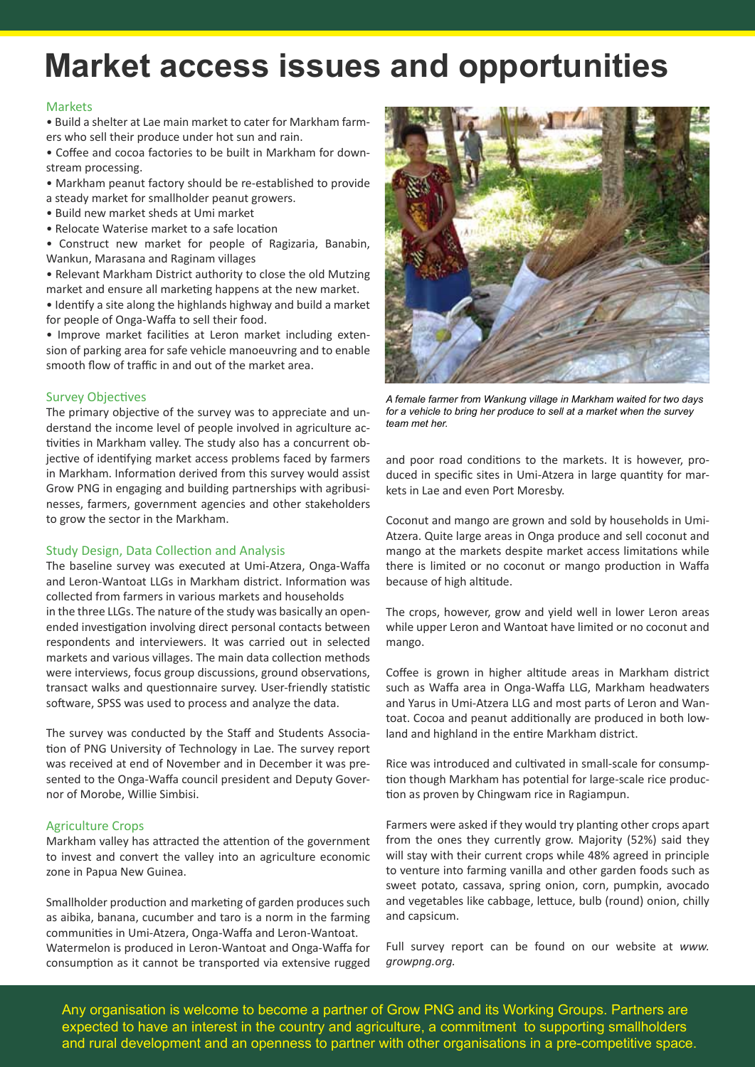# Market access issues and opportunities

## Markets

- Build a shelter at Lae main market to cater for Markham farmers who sell their produce under hot sun and rain.
- Coffee and cocoa factories to be built in Markham for downstream processing.
- Markham peanut factory should be re-established to provide a steady market for smallholder peanut growers.
- Build new market sheds at Umi market
- Relocate Waterise market to a safe location
- Construct new market for people of Ragizaria, Banabin, Wankun, Marasana and Raginam villages
- Relevant Markham District authority to close the old Mutzing market and ensure all marketing happens at the new market.
- Identify a site along the highlands highway and build a market for people of Onga-Waffa to sell their food.
- Improve market facilities at Leron market including extension of parking area for safe vehicle manoeuvring and to enable smooth flow of traffic in and out of the market area.

## Survey Objectives

The primary objective of the survey was to appreciate and understand the income level of people involved in agriculture activities in Markham valley. The study also has a concurrent objective of identifying market access problems faced by farmers in Markham. Information derived from this survey would assist Grow PNG in engaging and building partnerships with agribusinesses, farmers, government agencies and other stakeholders to grow the sector in the Markham.

## Study Design, Data Collection and Analysis

The baseline survey was executed at Umi-Atzera, Onga-Waffa and Leron-Wantoat LLGs in Markham district. Information was collected from farmers in various markets and households in the three LLGs. The nature of the study was basically an open-ended investigation involving direct personal contacts between respondents and interviewers. It was carried out in selected markets and various villages. The main data collection methods were interviews, focus group discussions, ground observations, transact walks and questionnaire survey. User-friendly statistic software, SPSS was used to process and analyze the data.

The survey was conducted by the Staff and Students Association of PNG University of Technology in Lae. The survey report was received at end of November and in December it was presented to the Onga-Waffa council president and Deputy Governor of Morobe, Willie Simbisi.

## Agriculture Crops

Markham valley has attracted the attention of the government to invest and convert the valley into an agriculture economic zone in Papua New Guinea.

Smallholder production and marketing of garden produces such as aibika, banana, cucumber and taro is a norm in the farming communities in Umi-Atzera, Onga-Waffa and Leron-Wantoat. Watermelon is produced in Leron-Wantoat and Onga-Waffa for consumption as it cannot be transported via extensive rugged and poor road conditions to the markets. It is however, produced in specific sites in Umi-Atzera in large quantity for markets in Lae and even Port Moresby.

*A female farmer from Wankung village in Markham waited for two days for a vehicle to bring her produce to sell at a market when the survey team met her.*

Coconut and mango are grown and sold by households in Umi-Atzera. Quite large areas in Onga produce and sell coconut and mango at the markets despite market access limitations while there is limited or no coconut or mango production in Waffa because of high altitude.

The crops, however, grow and yield well in lower Leron areas while upper Leron and Wantoat have limited or no coconut and mango.

Coffee is grown in higher altitude areas in Markham district such as Waffa area in Onga-Waffa LLG, Markham headwaters and Yarus in Umi-Atzera LLG and most parts of Leron and Wantoat. Cocoa and peanut additionally are produced in both lowland and highland in the entire Markham district.

Rice was introduced and cultivated in small-scale for consumption though Markham has potential for large-scale rice production as proven by Chingwam rice in Ragiampun.

Farmers were asked if they would try planting other crops apart from the ones they currently grow. Majority (52%) said they will stay with their current crops while 48% agreed in principle to venture into farming vanilla and other garden foods such as sweet potato, cassava, spring onion, corn, pumpkin, avocado and vegetables like cabbage, lettuce, bulb (round) onion, chilly and capsicum.

Full survey report can be found on our website at *www.growpng.org.*

Any organisation is welcome to become a partner of Grow PNG and its Working Groups. Partners are expected to have an interest in the country and agriculture, a commitment to supporting smallholders and rural development and an openness to partner with other organisations in a pre-competitive space.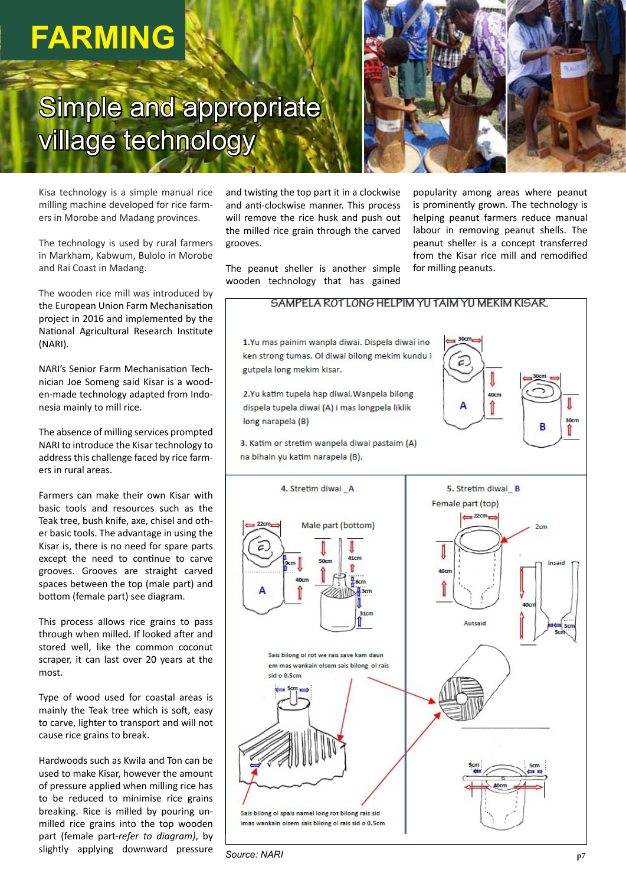# FARMING

## Simple and appropriate village technology

Kisa technology is a simple manual rice milling machine developed for rice farmers in Morobe and Madang provinces.

The technology is used by rural farmers in Markham, Kabwum, Bulolo in Morobe and Rai Coast in Madang.

The wooden rice mill was introduced by the European Union Farm Mechanisation project in 2016 and implemented by the National Agricultural Research Institute (NARI).

NARI's Senior Farm Mechanisation Technician Joe Someng said Kisar is a wooden-made technology adapted from Indonesia mainly to mill rice.

The absence of milling services prompted NARI to introduce the Kisar technology to address this challenge faced by rice farmers in rural areas.

Farmers can make their own Kisar with basic tools and resources such as the Teak tree, bush knife, axe, chisel and other basic tools. The advantage in using the Kisar is, there is no need for spare parts except the need to continue to carve grooves. Grooves are straight carved spaces between the top (male part) and bottom (female part) see diagram.

This process allows rice grains to pass through when milled. If looked after and stored well, like the common coconut scraper, it can last over 20 years at the most.

Type of wood used for coastal areas is mainly the Teak tree which is soft, easy to carve, lighter to transport and will not cause rice grains to break.

Hardwoods such as Kwila and Ton can be used to make Kisar, however the amount of pressure applied when milling rice has to be reduced to minimise rice grains breaking. Rice is milled by pouring unmilled rice grains into the top wooden part (female part-*refer to diagram*), by slightly applying downward pressure and twisting the top part it in a clockwise and anti-clockwise manner. This process will remove the rice husk and push out the milled rice grain through the carved grooves.

The peanut sheller is another simple wooden technology that has gained popularity among areas where peanut is prominently grown. The technology is helping peanut farmers reduce manual labour in removing peanut shells. The peanut sheller is a concept transferred from the Kisar rice mill and remodified for milling peanuts.

**SAMPELA ROT LONG HELPIM YU TAIM YU MEKIM KISAR.**

1. Yu mas painim wanpla diwai. Dispela diwai ino ken strong tumas. Ol diwai bilong mekim kundu i gutpela long mekim kisar.
2. Yu katim tupela hap diwai. Wanpela bilong dispela tupela diwai (A) i mas longpela liklik long narapela (B)
3. Katim or stretim wanpela diwai pastaim (A) na bihain yu katim narapela (B).

Diagram labels: 30cm, 40cm, A; 30cm, 30cm, B

4. Stretim diwai _A

Male part (bottom)

Diagram labels: 22cm, 9cm, 40cm, 50cm, 41cm, 6cm, 3cm, 31cm, A

5. Stretim diwai_ B

Female part (top)

Diagram labels: 22cm, 2cm, 40cm, Insaid, 40cm, Autsaid, 5cm, 5cm

Sais bilong ol rot we rais save kam daun em mas wankain olsem sais bilong ol rais sid o 0.5cm

Diagram labels: 5cm, 5cm, 5cm, 40cm

Sais bilong ol spais namel long rot bilong rais sid imas wankain olsem sais bilong ol rais sid o 0.5cm

Source: NARI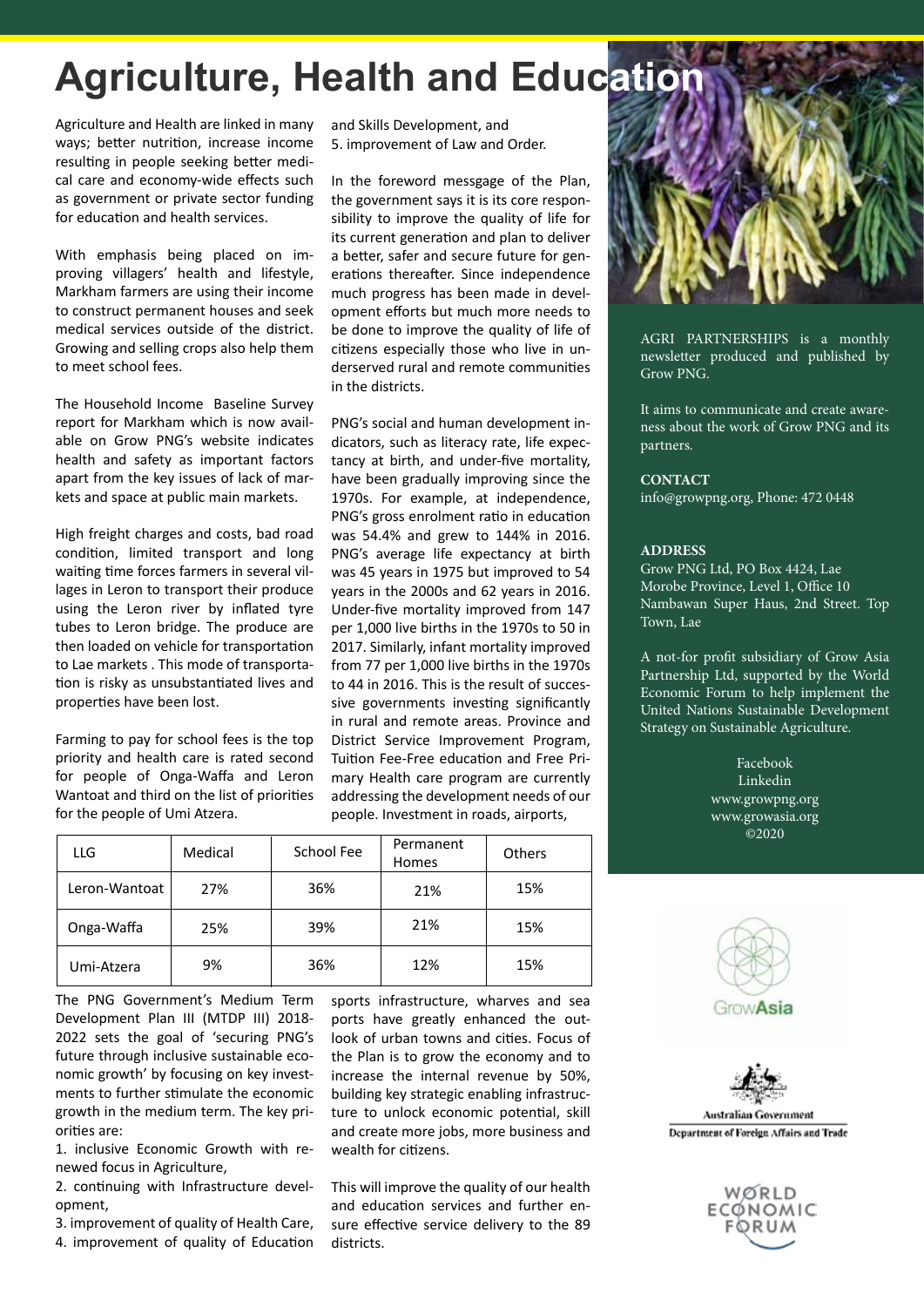# Agriculture, Health and Education

Agriculture and Health are linked in many ways; better nutrition, increase income resulting in people seeking better medical care and economy-wide effects such as government or private sector funding for education and health services.

With emphasis being placed on improving villagers' health and lifestyle, Markham farmers are using their income to construct permanent houses and seek medical services outside of the district. Growing and selling crops also help them to meet school fees.

The Household Income Baseline Survey report for Markham which is now available on Grow PNG's website indicates health and safety as important factors apart from the key issues of lack of markets and space at public main markets.

High freight charges and costs, bad road condition, limited transport and long waiting time forces farmers in several villages in Leron to transport their produce using the Leron river by inflated tyre tubes to Leron bridge. The produce are then loaded on vehicle for transportation to Lae markets . This mode of transportation is risky as unsubstantiated lives and properties have been lost.

Farming to pay for school fees is the top priority and health care is rated second for people of Onga-Waffa and Leron Wantoat and third on the list of priorities for the people of Umi Atzera.

| LLG | Medical | School Fee | Permanent Homes | Others |
|---|---|---|---|---|
| Leron-Wantoat | 27% | 36% | 21% | 15% |
| Onga-Waffa | 25% | 39% | 21% | 15% |
| Umi-Atzera | 9% | 36% | 12% | 15% |

The PNG Government's Medium Term Development Plan III (MTDP III) 2018-2022 sets the goal of 'securing PNG's future through inclusive sustainable economic growth' by focusing on key investments to further stimulate the economic growth in the medium term. The key priorities are:

1. inclusive Economic Growth with renewed focus in Agriculture,
2. continuing with Infrastructure development,
3. improvement of quality of Health Care,
4. improvement of quality of Education and Skills Development, and
5. improvement of Law and Order.

In the foreword messgage of the Plan, the government says it is its core responsibility to improve the quality of life for its current generation and plan to deliver a better, safer and secure future for generations thereafter. Since independence much progress has been made in development efforts but much more needs to be done to improve the quality of life of citizens especially those who live in underserved rural and remote communities in the districts.

PNG's social and human development indicators, such as literacy rate, life expectancy at birth, and under-five mortality, have been gradually improving since the 1970s. For example, at independence, PNG's gross enrolment ratio in education was 54.4% and grew to 144% in 2016. PNG's average life expectancy at birth was 45 years in 1975 but improved to 54 years in the 2000s and 62 years in 2016. Under-five mortality improved from 147 per 1,000 live births in the 1970s to 50 in 2017. Similarly, infant mortality improved from 77 per 1,000 live births in the 1970s to 44 in 2016. This is the result of successive governments investing significantly in rural and remote areas. Province and District Service Improvement Program, Tuition Fee-Free education and Free Primary Health care program are currently addressing the development needs of our people. Investment in roads, airports, sports infrastructure, wharves and sea ports have greatly enhanced the outlook of urban towns and cities. Focus of the Plan is to grow the economy and to increase the internal revenue by 50%, building key strategic enabling infrastructure to unlock economic potential, skill and create more jobs, more business and wealth for citizens.

This will improve the quality of our health and education services and further ensure effective service delivery to the 89 districts.

AGRI PARTNERSHIPS is a monthly newsletter produced and published by Grow PNG.

It aims to communicate and create awareness about the work of Grow PNG and its partners.

**CONTACT**
info@growpng.org, Phone: 472 0448

**ADDRESS**
Grow PNG Ltd, PO Box 4424, Lae Morobe Province, Level 1, Office 10 Nambawan Super Haus, 2nd Street. Top Town, Lae

A not-for profit subsidiary of Grow Asia Partnership Ltd, supported by the World Economic Forum to help implement the United Nations Sustainable Development Strategy on Sustainable Agriculture.

Facebook
Linkedin
www.growpng.org
www.growasia.org
©2020

GrowAsia

Australian Government
Department of Foreign Affairs and Trade

WORLD ECONOMIC FORUM